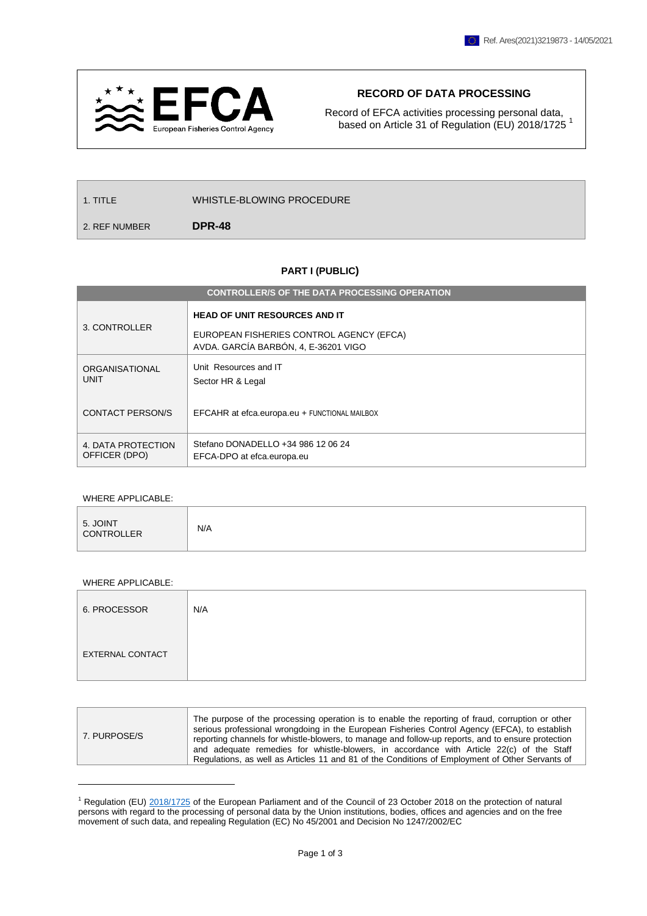Ref. Ares(2021)3219873 - 14/05/2021

EFCA European Fisheries Control Agency

## RECORD OF DATA PROCESSING

Record of EFCA activities processing personal data, based on Article 31 of Regulation (EU) 2018/1725 [1]

| 1. TITLE | WHISTLE-BLOWING PROCEDURE |
| --- | --- |
| 2. REF NUMBER | **DPR-48** |

### PART I (PUBLIC)

| CONTROLLER/S OF THE DATA PROCESSING OPERATION | |
| --- | --- |
| 3. CONTROLLER | **HEAD OF UNIT RESOURCES AND IT**<br>EUROPEAN FISHERIES CONTROL AGENCY (EFCA)<br>AVDA. GARCÍA BARBÓN, 4, E-36201 VIGO |
| ORGANISATIONAL UNIT | Unit Resources and IT<br>Sector HR & Legal |
| CONTACT PERSON/S | EFCAHR at efca.europa.eu + FUNCTIONAL MAILBOX |
| 4. DATA PROTECTION OFFICER (DPO) | Stefano DONADELLO +34 986 12 06 24<br>EFCA-DPO at efca.europa.eu |

WHERE APPLICABLE:

| 5. JOINT CONTROLLER | N/A |
| --- | --- |

WHERE APPLICABLE:

| 6. PROCESSOR | N/A |
| --- | --- |
| EXTERNAL CONTACT | |

| 7. PURPOSE/S | The purpose of the processing operation is to enable the reporting of fraud, corruption or other serious professional wrongdoing in the European Fisheries Control Agency (EFCA), to establish reporting channels for whistle-blowers, to manage and follow-up reports, and to ensure protection and adequate remedies for whistle-blowers, in accordance with Article 22(c) of the Staff Regulations, as well as Articles 11 and 81 of the Conditions of Employment of Other Servants of |
| --- | --- |

[1] Regulation (EU) 2018/1725 of the European Parliament and of the Council of 23 October 2018 on the protection of natural persons with regard to the processing of personal data by the Union institutions, bodies, offices and agencies and on the free movement of such data, and repealing Regulation (EC) No 45/2001 and Decision No 1247/2002/EC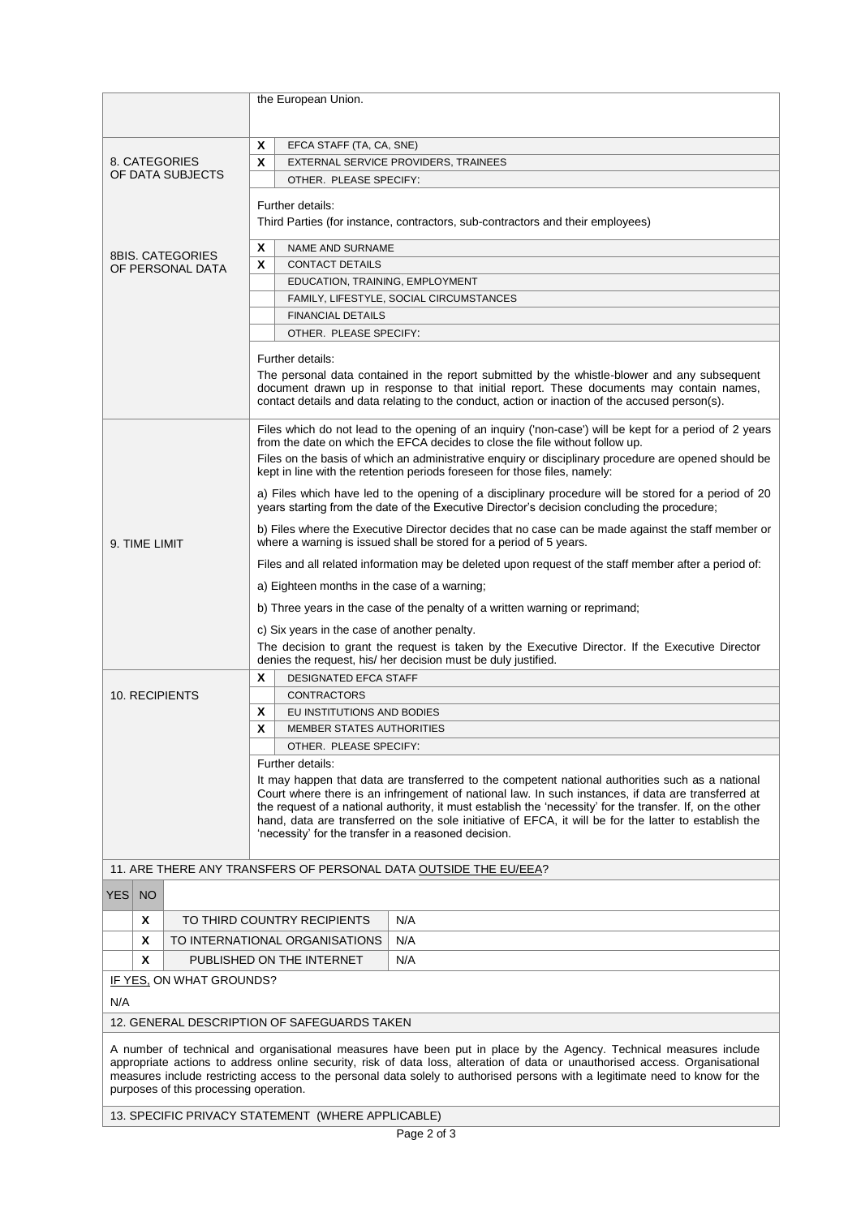| | | |
|---|---|---|
| | | the European Union. |
| 8. CATEGORIES OF DATA SUBJECTS | X | EFCA STAFF (TA, CA, SNE) |
| | X | EXTERNAL SERVICE PROVIDERS, TRAINEES |
| | | OTHER. PLEASE SPECIFY: |
| | | Further details:<br>Third Parties (for instance, contractors, sub-contractors and their employees) |
| 8BIS. CATEGORIES OF PERSONAL DATA | X | NAME AND SURNAME |
| | X | CONTACT DETAILS |
| | | EDUCATION, TRAINING, EMPLOYMENT |
| | | FAMILY, LIFESTYLE, SOCIAL CIRCUMSTANCES |
| | | FINANCIAL DETAILS |
| | | OTHER. PLEASE SPECIFY: |
| | | Further details:<br>The personal data contained in the report submitted by the whistle-blower and any subsequent document drawn up in response to that initial report. These documents may contain names, contact details and data relating to the conduct, action or inaction of the accused person(s). |
| 9. TIME LIMIT | | Files which do not lead to the opening of an inquiry ('non-case') will be kept for a period of 2 years from the date on which the EFCA decides to close the file without follow up.<br>Files on the basis of which an administrative enquiry or disciplinary procedure are opened should be kept in line with the retention periods foreseen for those files, namely:<br>a) Files which have led to the opening of a disciplinary procedure will be stored for a period of 20 years starting from the date of the Executive Director's decision concluding the procedure;<br>b) Files where the Executive Director decides that no case can be made against the staff member or where a warning is issued shall be stored for a period of 5 years.<br>Files and all related information may be deleted upon request of the staff member after a period of:<br>a) Eighteen months in the case of a warning;<br>b) Three years in the case of the penalty of a written warning or reprimand;<br>c) Six years in the case of another penalty.<br>The decision to grant the request is taken by the Executive Director. If the Executive Director denies the request, his/ her decision must be duly justified. |
| 10. RECIPIENTS | X | DESIGNATED EFCA STAFF |
| | | CONTRACTORS |
| | X | EU INSTITUTIONS AND BODIES |
| | X | MEMBER STATES AUTHORITIES |
| | | OTHER. PLEASE SPECIFY: |
| | | Further details:<br>It may happen that data are transferred to the competent national authorities such as a national Court where there is an infringement of national law. In such instances, if data are transferred at the request of a national authority, it must establish the 'necessity' for the transfer. If, on the other hand, data are transferred on the sole initiative of EFCA, it will be for the latter to establish the 'necessity' for the transfer in a reasoned decision. |

**11. ARE THERE ANY TRANSFERS OF PERSONAL DATA OUTSIDE THE EU/EEA?**

| YES | NO | | |
|---|---|---|---|
| | X | TO THIRD COUNTRY RECIPIENTS | N/A |
| | X | TO INTERNATIONAL ORGANISATIONS | N/A |
| | X | PUBLISHED ON THE INTERNET | N/A |

IF YES, ON WHAT GROUNDS?

N/A

**12. GENERAL DESCRIPTION OF SAFEGUARDS TAKEN**

A number of technical and organisational measures have been put in place by the Agency. Technical measures include appropriate actions to address online security, risk of data loss, alteration of data or unauthorised access. Organisational measures include restricting access to the personal data solely to authorised persons with a legitimate need to know for the purposes of this processing operation.

**13. SPECIFIC PRIVACY STATEMENT (WHERE APPLICABLE)**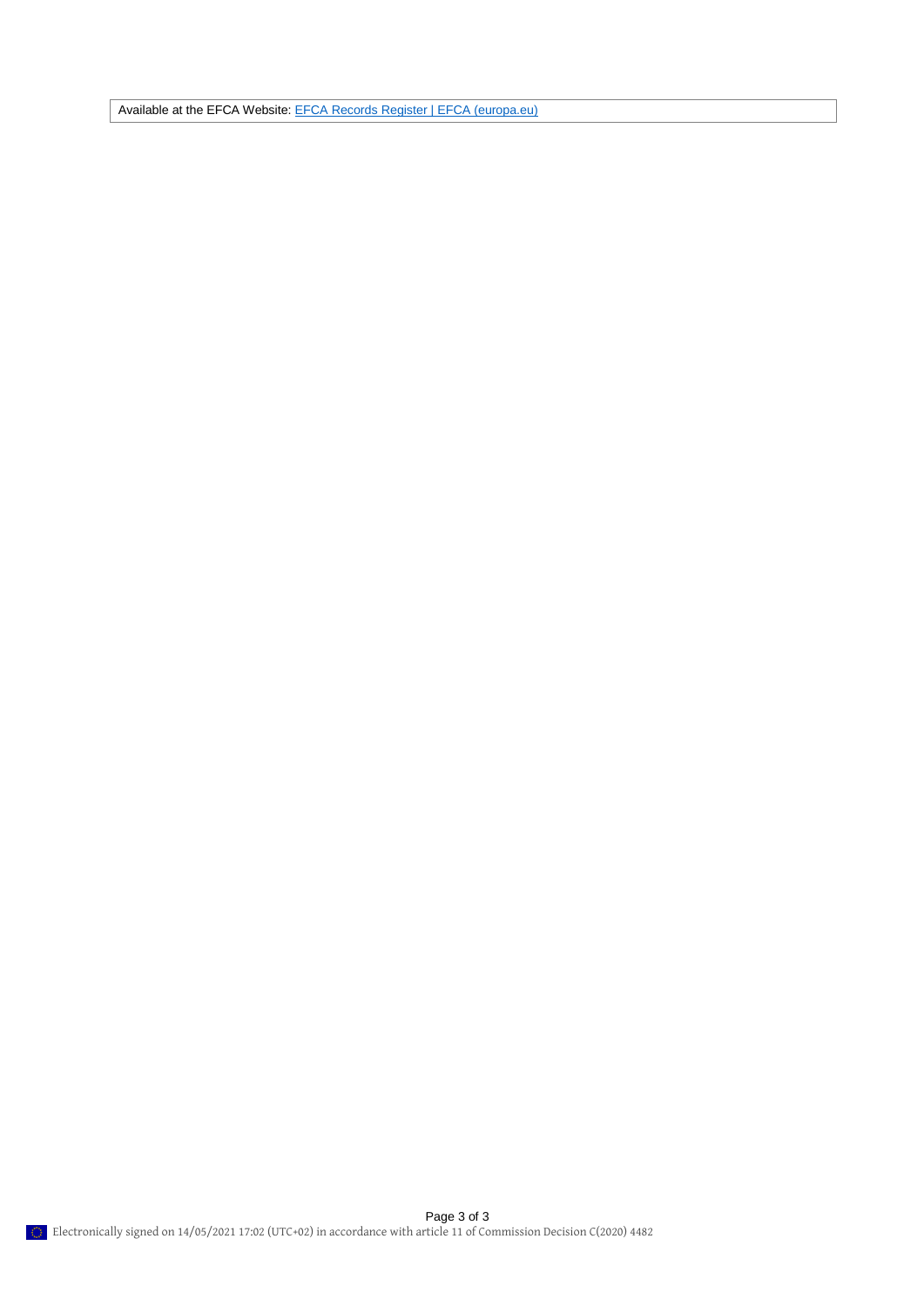Available at the EFCA Website: [EFCA Records Register | EFCA (europa.eu)]

Electronically signed on 14/05/2021 17:02 (UTC+02) in accordance with article 11 of Commission Decision C(2020) 4482